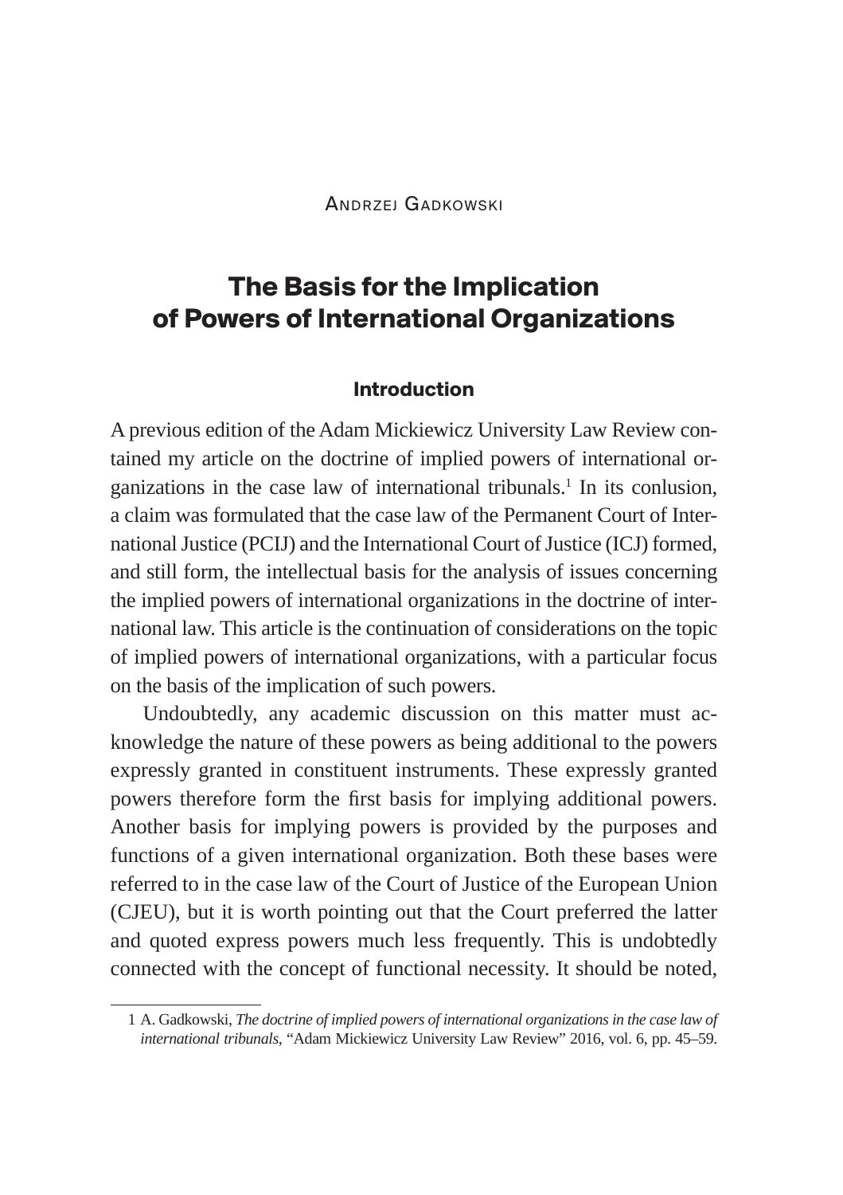Andrzej Gadkowski

# The Basis for the Implication of Powers of International Organizations

## Introduction

A previous edition of the Adam Mickiewicz University Law Review contained my article on the doctrine of implied powers of international organizations in the case law of international tribunals.[1] In its conlusion, a claim was formulated that the case law of the Permanent Court of International Justice (PCIJ) and the International Court of Justice (ICJ) formed, and still form, the intellectual basis for the analysis of issues concerning the implied powers of international organizations in the doctrine of international law. This article is the continuation of considerations on the topic of implied powers of international organizations, with a particular focus on the basis of the implication of such powers.

Undoubtedly, any academic discussion on this matter must acknowledge the nature of these powers as being additional to the powers expressly granted in constituent instruments. These expressly granted powers therefore form the first basis for implying additional powers. Another basis for implying powers is provided by the purposes and functions of a given international organization. Both these bases were referred to in the case law of the Court of Justice of the European Union (CJEU), but it is worth pointing out that the Court preferred the latter and quoted express powers much less frequently. This is undobtedly connected with the concept of functional necessity. It should be noted,

---

1 A. Gadkowski, *The doctrine of implied powers of international organizations in the case law of international tribunals*, "Adam Mickiewicz University Law Review" 2016, vol. 6, pp. 45–59.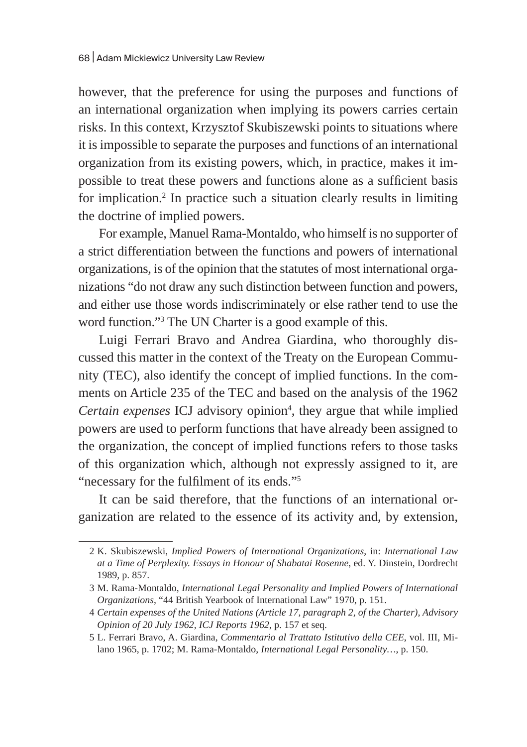however, that the preference for using the purposes and functions of an international organization when implying its powers carries certain risks. In this context, Krzysztof Skubiszewski points to situations where it is impossible to separate the purposes and functions of an international organization from its existing powers, which, in practice, makes it impossible to treat these powers and functions alone as a sufficient basis for implication.[2] In practice such a situation clearly results in limiting the doctrine of implied powers.

For example, Manuel Rama-Montaldo, who himself is no supporter of a strict differentiation between the functions and powers of international organizations, is of the opinion that the statutes of most international organizations "do not draw any such distinction between function and powers, and either use those words indiscriminately or else rather tend to use the word function."[3] The UN Charter is a good example of this.

Luigi Ferrari Bravo and Andrea Giardina, who thoroughly discussed this matter in the context of the Treaty on the European Community (TEC), also identify the concept of implied functions. In the comments on Article 235 of the TEC and based on the analysis of the 1962 *Certain expenses* ICJ advisory opinion[4], they argue that while implied powers are used to perform functions that have already been assigned to the organization, the concept of implied functions refers to those tasks of this organization which, although not expressly assigned to it, are "necessary for the fulfilment of its ends."[5]

It can be said therefore, that the functions of an international organization are related to the essence of its activity and, by extension,

---

2 K. Skubiszewski, *Implied Powers of International Organizations*, in: *International Law at a Time of Perplexity. Essays in Honour of Shabatai Rosenne*, ed. Y. Dinstein, Dordrecht 1989, p. 857.

3 M. Rama-Montaldo, *International Legal Personality and Implied Powers of International Organizations*, "44 British Yearbook of International Law" 1970, p. 151.

4 *Certain expenses of the United Nations (Article 17, paragraph 2, of the Charter), Advisory Opinion of 20 July 1962, ICJ Reports 1962*, p. 157 et seq.

5 L. Ferrari Bravo, A. Giardina, *Commentario al Trattato Istitutivo della CEE*, vol. III, Milano 1965, p. 1702; M. Rama-Montaldo, *International Legal Personality…*, p. 150.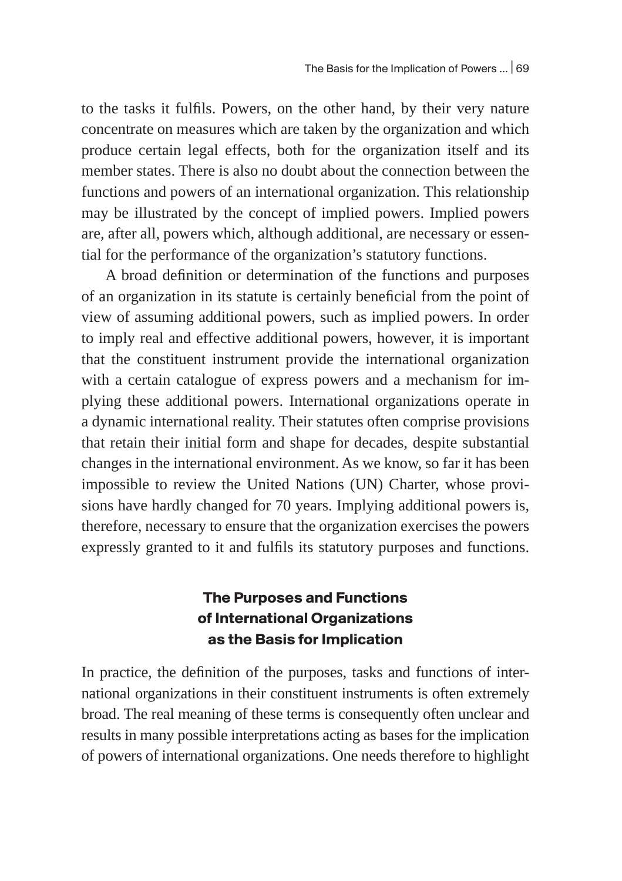to the tasks it fulfils. Powers, on the other hand, by their very nature concentrate on measures which are taken by the organization and which produce certain legal effects, both for the organization itself and its member states. There is also no doubt about the connection between the functions and powers of an international organization. This relationship may be illustrated by the concept of implied powers. Implied powers are, after all, powers which, although additional, are necessary or essential for the performance of the organization's statutory functions.

A broad definition or determination of the functions and purposes of an organization in its statute is certainly beneficial from the point of view of assuming additional powers, such as implied powers. In order to imply real and effective additional powers, however, it is important that the constituent instrument provide the international organization with a certain catalogue of express powers and a mechanism for implying these additional powers. International organizations operate in a dynamic international reality. Their statutes often comprise provisions that retain their initial form and shape for decades, despite substantial changes in the international environment. As we know, so far it has been impossible to review the United Nations (UN) Charter, whose provisions have hardly changed for 70 years. Implying additional powers is, therefore, necessary to ensure that the organization exercises the powers expressly granted to it and fulfils its statutory purposes and functions.

## The Purposes and Functions of International Organizations as the Basis for Implication

In practice, the definition of the purposes, tasks and functions of international organizations in their constituent instruments is often extremely broad. The real meaning of these terms is consequently often unclear and results in many possible interpretations acting as bases for the implication of powers of international organizations. One needs therefore to highlight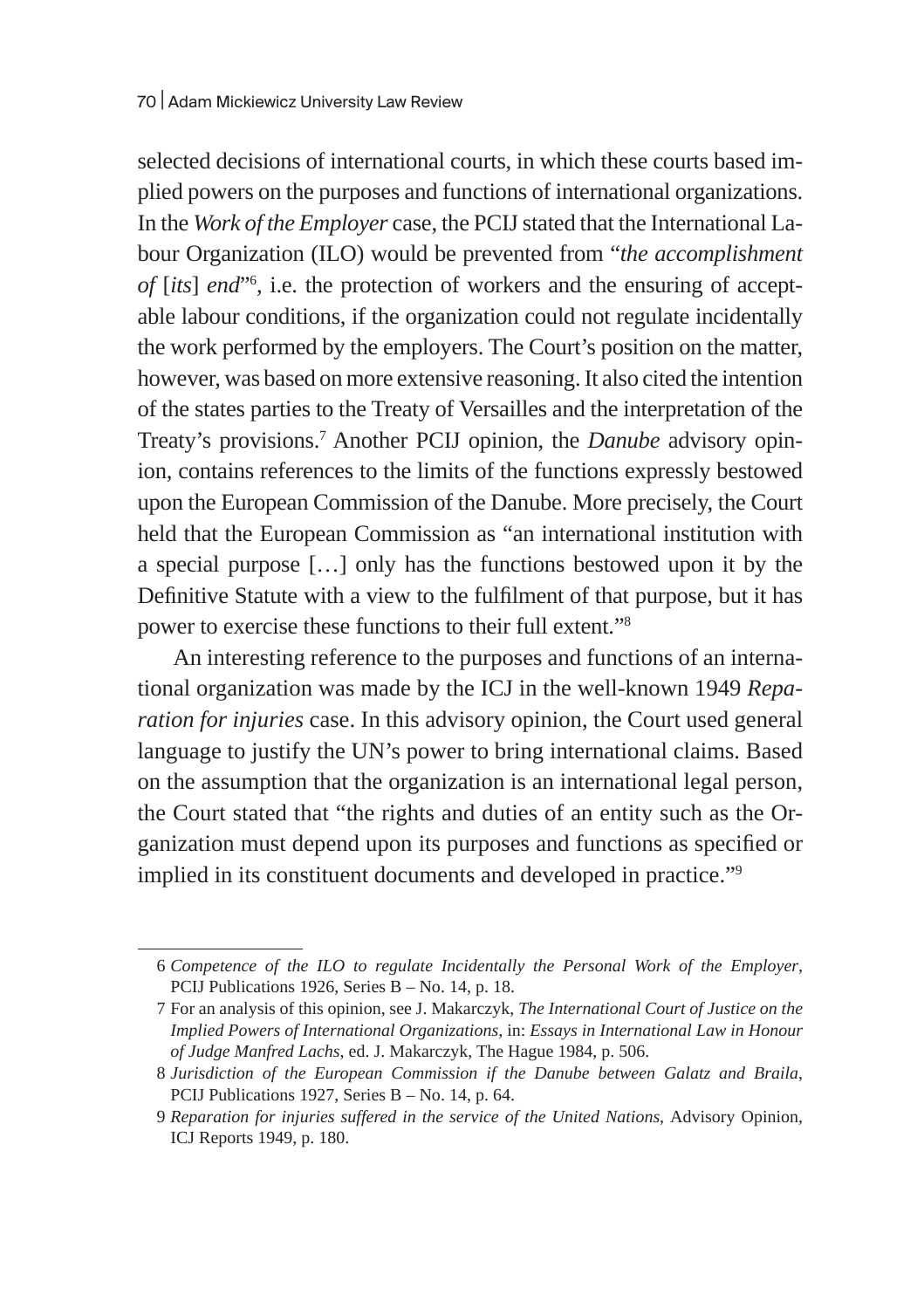selected decisions of international courts, in which these courts based implied powers on the purposes and functions of international organizations. In the *Work of the Employer* case, the PCIJ stated that the International Labour Organization (ILO) would be prevented from "*the accomplishment of* [*its*] *end*"[6], i.e. the protection of workers and the ensuring of acceptable labour conditions, if the organization could not regulate incidentally the work performed by the employers. The Court's position on the matter, however, was based on more extensive reasoning. It also cited the intention of the states parties to the Treaty of Versailles and the interpretation of the Treaty's provisions.[7] Another PCIJ opinion, the *Danube* advisory opinion, contains references to the limits of the functions expressly bestowed upon the European Commission of the Danube. More precisely, the Court held that the European Commission as "an international institution with a special purpose […] only has the functions bestowed upon it by the Definitive Statute with a view to the fulfilment of that purpose, but it has power to exercise these functions to their full extent."[8]

An interesting reference to the purposes and functions of an international organization was made by the ICJ in the well-known 1949 *Reparation for injuries* case. In this advisory opinion, the Court used general language to justify the UN's power to bring international claims. Based on the assumption that the organization is an international legal person, the Court stated that "the rights and duties of an entity such as the Organization must depend upon its purposes and functions as specified or implied in its constituent documents and developed in practice."[9]

---

6 *Competence of the ILO to regulate Incidentally the Personal Work of the Employer*, PCIJ Publications 1926, Series B – No. 14, p. 18.

7 For an analysis of this opinion, see J. Makarczyk, *The International Court of Justice on the Implied Powers of International Organizations*, in: *Essays in International Law in Honour of Judge Manfred Lachs*, ed. J. Makarczyk, The Hague 1984, p. 506.

8 *Jurisdiction of the European Commission if the Danube between Galatz and Braila*, PCIJ Publications 1927, Series B – No. 14, p. 64.

9 *Reparation for injuries suffered in the service of the United Nations*, Advisory Opinion, ICJ Reports 1949, p. 180.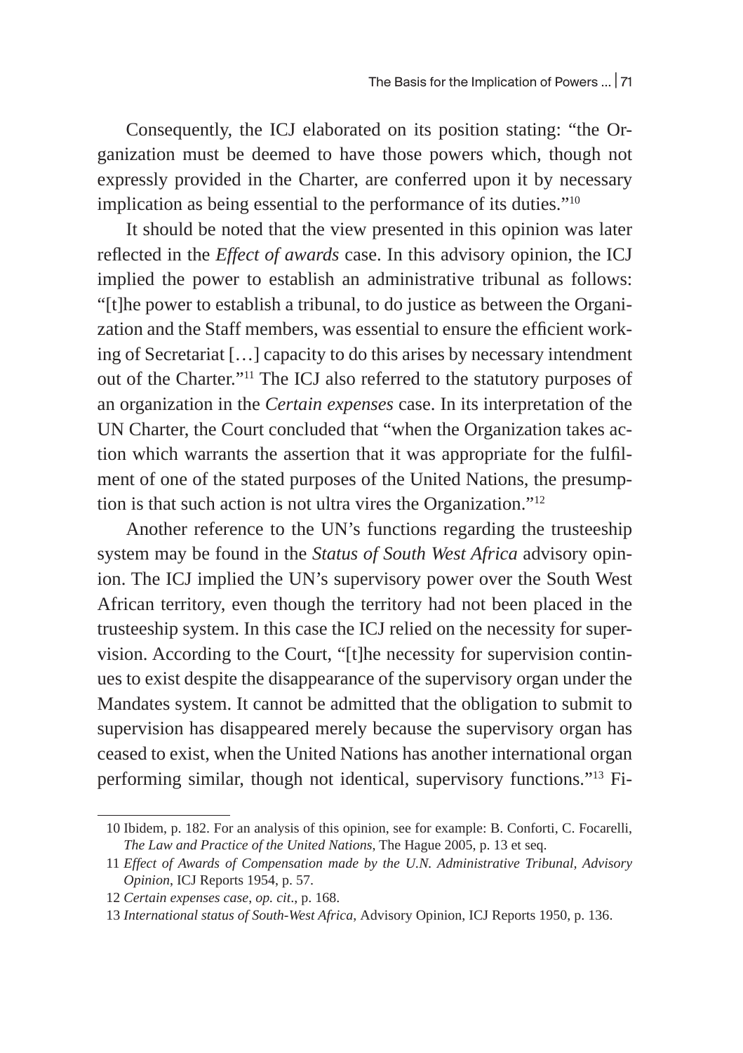Consequently, the ICJ elaborated on its position stating: "the Organization must be deemed to have those powers which, though not expressly provided in the Charter, are conferred upon it by necessary implication as being essential to the performance of its duties."[10]

It should be noted that the view presented in this opinion was later reflected in the *Effect of awards* case. In this advisory opinion, the ICJ implied the power to establish an administrative tribunal as follows: "[t]he power to establish a tribunal, to do justice as between the Organization and the Staff members, was essential to ensure the efficient working of Secretariat […] capacity to do this arises by necessary intendment out of the Charter."[11] The ICJ also referred to the statutory purposes of an organization in the *Certain expenses* case. In its interpretation of the UN Charter, the Court concluded that "when the Organization takes action which warrants the assertion that it was appropriate for the fulfilment of one of the stated purposes of the United Nations, the presumption is that such action is not ultra vires the Organization."[12]

Another reference to the UN's functions regarding the trusteeship system may be found in the *Status of South West Africa* advisory opinion. The ICJ implied the UN's supervisory power over the South West African territory, even though the territory had not been placed in the trusteeship system. In this case the ICJ relied on the necessity for supervision. According to the Court, "[t]he necessity for supervision continues to exist despite the disappearance of the supervisory organ under the Mandates system. It cannot be admitted that the obligation to submit to supervision has disappeared merely because the supervisory organ has ceased to exist, when the United Nations has another international organ performing similar, though not identical, supervisory functions."[13] Fi-

---

10 Ibidem, p. 182. For an analysis of this opinion, see for example: B. Conforti, C. Focarelli, *The Law and Practice of the United Nations*, The Hague 2005, p. 13 et seq.

11 *Effect of Awards of Compensation made by the U.N. Administrative Tribunal, Advisory Opinion*, ICJ Reports 1954, p. 57.

12 *Certain expenses case*, *op. cit*., p. 168.

13 *International status of South-West Africa*, Advisory Opinion, ICJ Reports 1950, p. 136.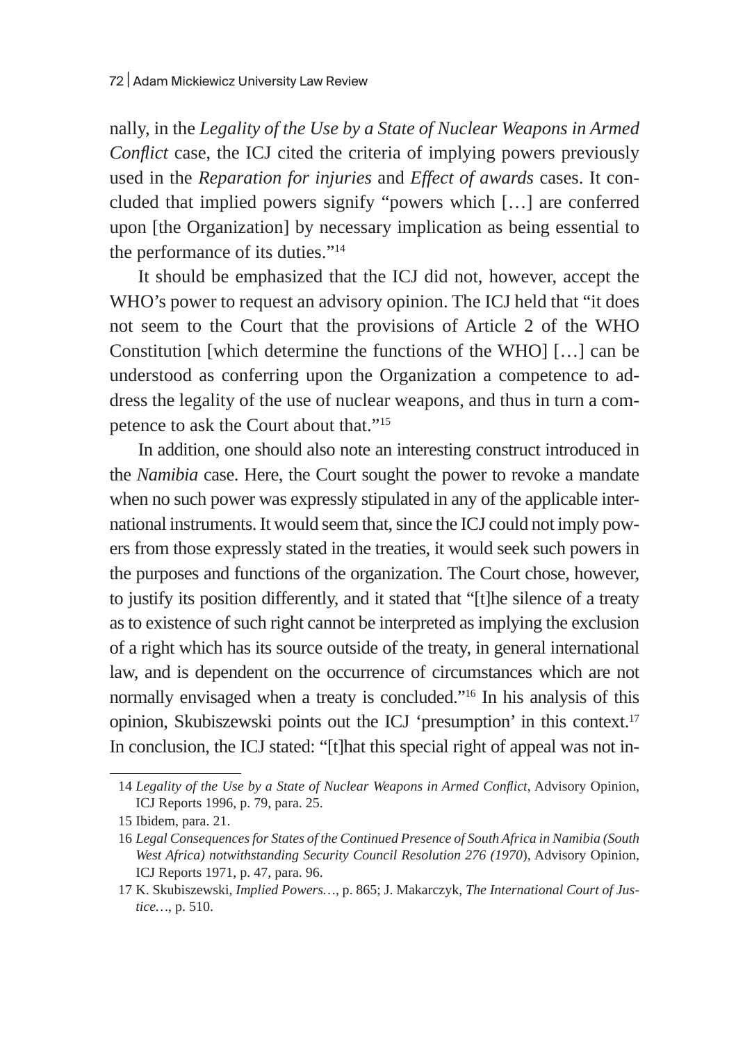nally, in the *Legality of the Use by a State of Nuclear Weapons in Armed Conflict* case, the ICJ cited the criteria of implying powers previously used in the *Reparation for injuries* and *Effect of awards* cases. It concluded that implied powers signify "powers which […] are conferred upon [the Organization] by necessary implication as being essential to the performance of its duties."[14]

It should be emphasized that the ICJ did not, however, accept the WHO's power to request an advisory opinion. The ICJ held that "it does not seem to the Court that the provisions of Article 2 of the WHO Constitution [which determine the functions of the WHO] […] can be understood as conferring upon the Organization a competence to address the legality of the use of nuclear weapons, and thus in turn a competence to ask the Court about that."[15]

In addition, one should also note an interesting construct introduced in the *Namibia* case. Here, the Court sought the power to revoke a mandate when no such power was expressly stipulated in any of the applicable international instruments. It would seem that, since the ICJ could not imply powers from those expressly stated in the treaties, it would seek such powers in the purposes and functions of the organization. The Court chose, however, to justify its position differently, and it stated that "[t]he silence of a treaty as to existence of such right cannot be interpreted as implying the exclusion of a right which has its source outside of the treaty, in general international law, and is dependent on the occurrence of circumstances which are not normally envisaged when a treaty is concluded."[16] In his analysis of this opinion, Skubiszewski points out the ICJ 'presumption' in this context.[17] In conclusion, the ICJ stated: "[t]hat this special right of appeal was not in-

---

14 *Legality of the Use by a State of Nuclear Weapons in Armed Conflict*, Advisory Opinion, ICJ Reports 1996, p. 79, para. 25.

15 Ibidem, para. 21.

16 *Legal Consequences for States of the Continued Presence of South Africa in Namibia (South West Africa) notwithstanding Security Council Resolution 276 (1970)*, Advisory Opinion, ICJ Reports 1971, p. 47, para. 96.

17 K. Skubiszewski, *Implied Powers…*, p. 865; J. Makarczyk, *The International Court of Justice…*, p. 510.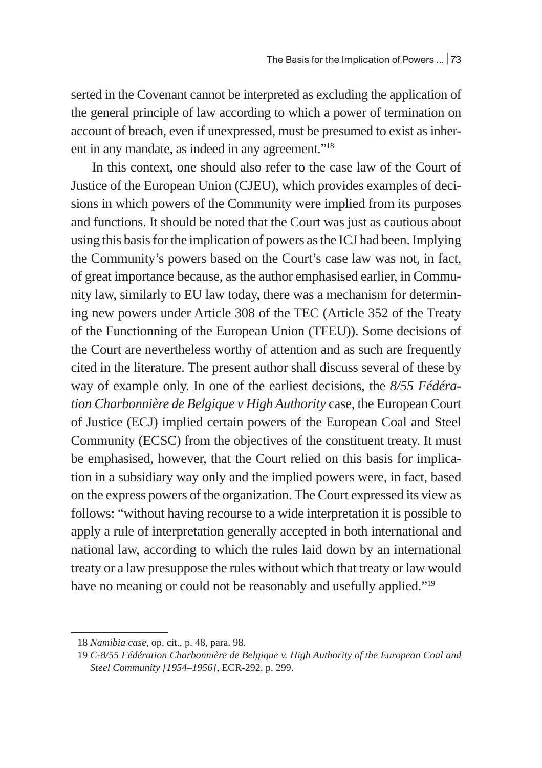serted in the Covenant cannot be interpreted as excluding the application of the general principle of law according to which a power of termination on account of breach, even if unexpressed, must be presumed to exist as inherent in any mandate, as indeed in any agreement."[18]

In this context, one should also refer to the case law of the Court of Justice of the European Union (CJEU), which provides examples of decisions in which powers of the Community were implied from its purposes and functions. It should be noted that the Court was just as cautious about using this basis for the implication of powers as the ICJ had been. Implying the Community's powers based on the Court's case law was not, in fact, of great importance because, as the author emphasised earlier, in Community law, similarly to EU law today, there was a mechanism for determining new powers under Article 308 of the TEC (Article 352 of the Treaty of the Functionning of the European Union (TFEU)). Some decisions of the Court are nevertheless worthy of attention and as such are frequently cited in the literature. The present author shall discuss several of these by way of example only. In one of the earliest decisions, the *8/55 Fédération Charbonnière de Belgique v High Authority* case, the European Court of Justice (ECJ) implied certain powers of the European Coal and Steel Community (ECSC) from the objectives of the constituent treaty. It must be emphasised, however, that the Court relied on this basis for implication in a subsidiary way only and the implied powers were, in fact, based on the express powers of the organization. The Court expressed its view as follows: "without having recourse to a wide interpretation it is possible to apply a rule of interpretation generally accepted in both international and national law, according to which the rules laid down by an international treaty or a law presuppose the rules without which that treaty or law would have no meaning or could not be reasonably and usefully applied."[19]

---

18 *Namibia case*, op. cit., p. 48, para. 98.

19 *C-8/55 Fédération Charbonnière de Belgique v. High Authority of the European Coal and Steel Community [1954–1956]*, ECR-292, p. 299.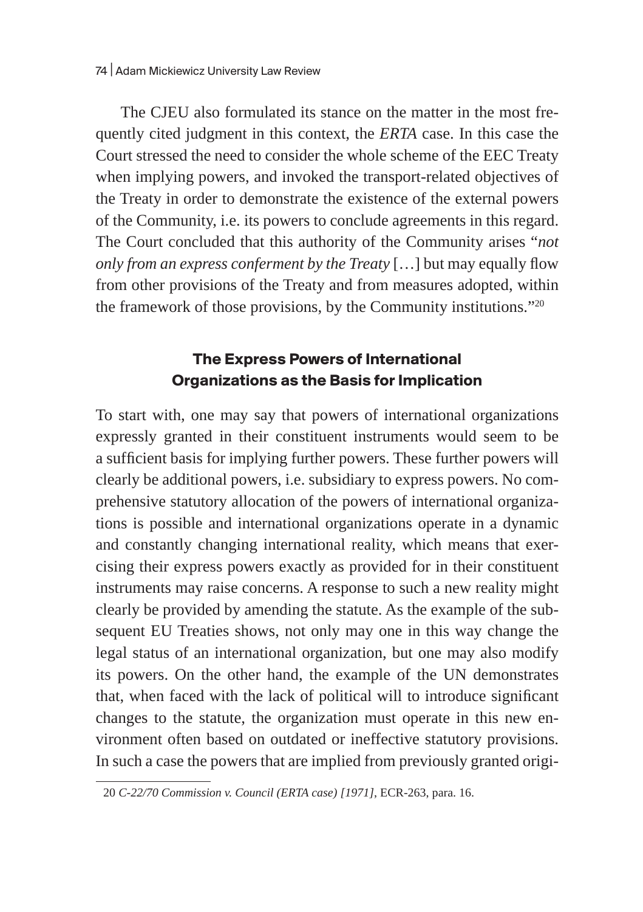The CJEU also formulated its stance on the matter in the most frequently cited judgment in this context, the *ERTA* case. In this case the Court stressed the need to consider the whole scheme of the EEC Treaty when implying powers, and invoked the transport-related objectives of the Treaty in order to demonstrate the existence of the external powers of the Community, i.e. its powers to conclude agreements in this regard. The Court concluded that this authority of the Community arises "*not only from an express conferment by the Treaty* […] but may equally flow from other provisions of the Treaty and from measures adopted, within the framework of those provisions, by the Community institutions."[20]

## The Express Powers of International Organizations as the Basis for Implication

To start with, one may say that powers of international organizations expressly granted in their constituent instruments would seem to be a sufficient basis for implying further powers. These further powers will clearly be additional powers, i.e. subsidiary to express powers. No comprehensive statutory allocation of the powers of international organizations is possible and international organizations operate in a dynamic and constantly changing international reality, which means that exercising their express powers exactly as provided for in their constituent instruments may raise concerns. A response to such a new reality might clearly be provided by amending the statute. As the example of the subsequent EU Treaties shows, not only may one in this way change the legal status of an international organization, but one may also modify its powers. On the other hand, the example of the UN demonstrates that, when faced with the lack of political will to introduce significant changes to the statute, the organization must operate in this new environment often based on outdated or ineffective statutory provisions. In such a case the powers that are implied from previously granted origi-

20 *C-22/70 Commission v. Council (ERTA case) [1971]*, ECR-263, para. 16.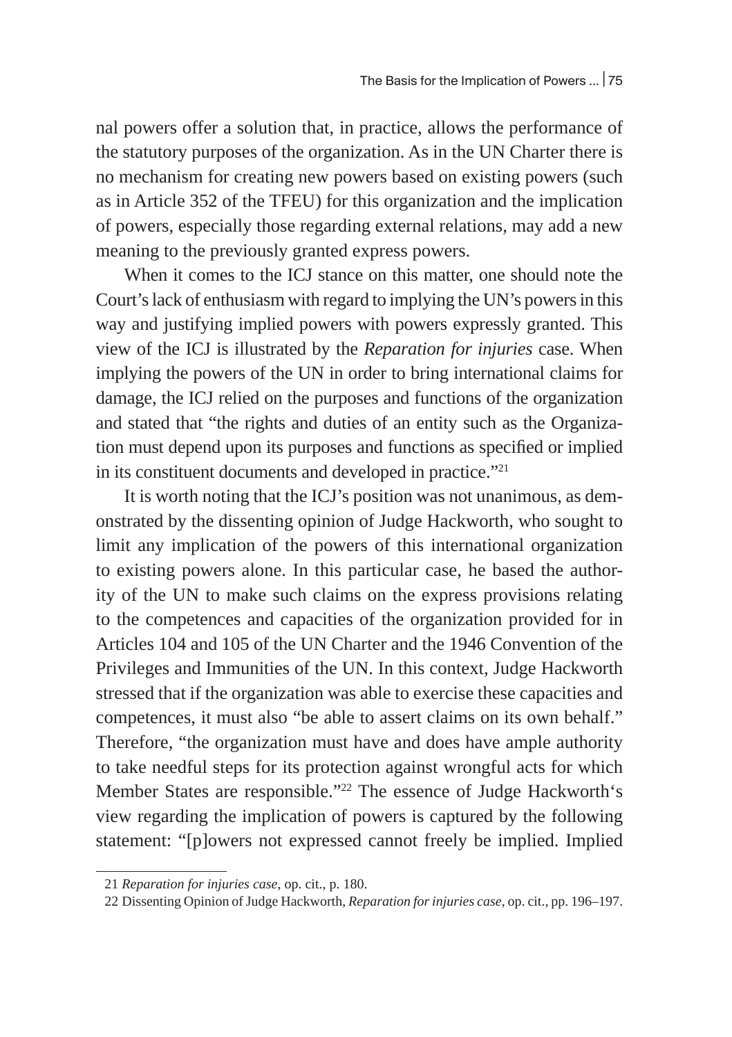nal powers offer a solution that, in practice, allows the performance of the statutory purposes of the organization. As in the UN Charter there is no mechanism for creating new powers based on existing powers (such as in Article 352 of the TFEU) for this organization and the implication of powers, especially those regarding external relations, may add a new meaning to the previously granted express powers.

When it comes to the ICJ stance on this matter, one should note the Court's lack of enthusiasm with regard to implying the UN's powers in this way and justifying implied powers with powers expressly granted. This view of the ICJ is illustrated by the *Reparation for injuries* case. When implying the powers of the UN in order to bring international claims for damage, the ICJ relied on the purposes and functions of the organization and stated that "the rights and duties of an entity such as the Organization must depend upon its purposes and functions as specified or implied in its constituent documents and developed in practice."[21]

It is worth noting that the ICJ's position was not unanimous, as demonstrated by the dissenting opinion of Judge Hackworth, who sought to limit any implication of the powers of this international organization to existing powers alone. In this particular case, he based the authority of the UN to make such claims on the express provisions relating to the competences and capacities of the organization provided for in Articles 104 and 105 of the UN Charter and the 1946 Convention of the Privileges and Immunities of the UN. In this context, Judge Hackworth stressed that if the organization was able to exercise these capacities and competences, it must also "be able to assert claims on its own behalf." Therefore, "the organization must have and does have ample authority to take needful steps for its protection against wrongful acts for which Member States are responsible."[22] The essence of Judge Hackworth's view regarding the implication of powers is captured by the following statement: "[p]owers not expressed cannot freely be implied. Implied

---

21 *Reparation for injuries case*, op. cit., p. 180.

22 Dissenting Opinion of Judge Hackworth, *Reparation for injuries case*, op. cit., pp. 196–197.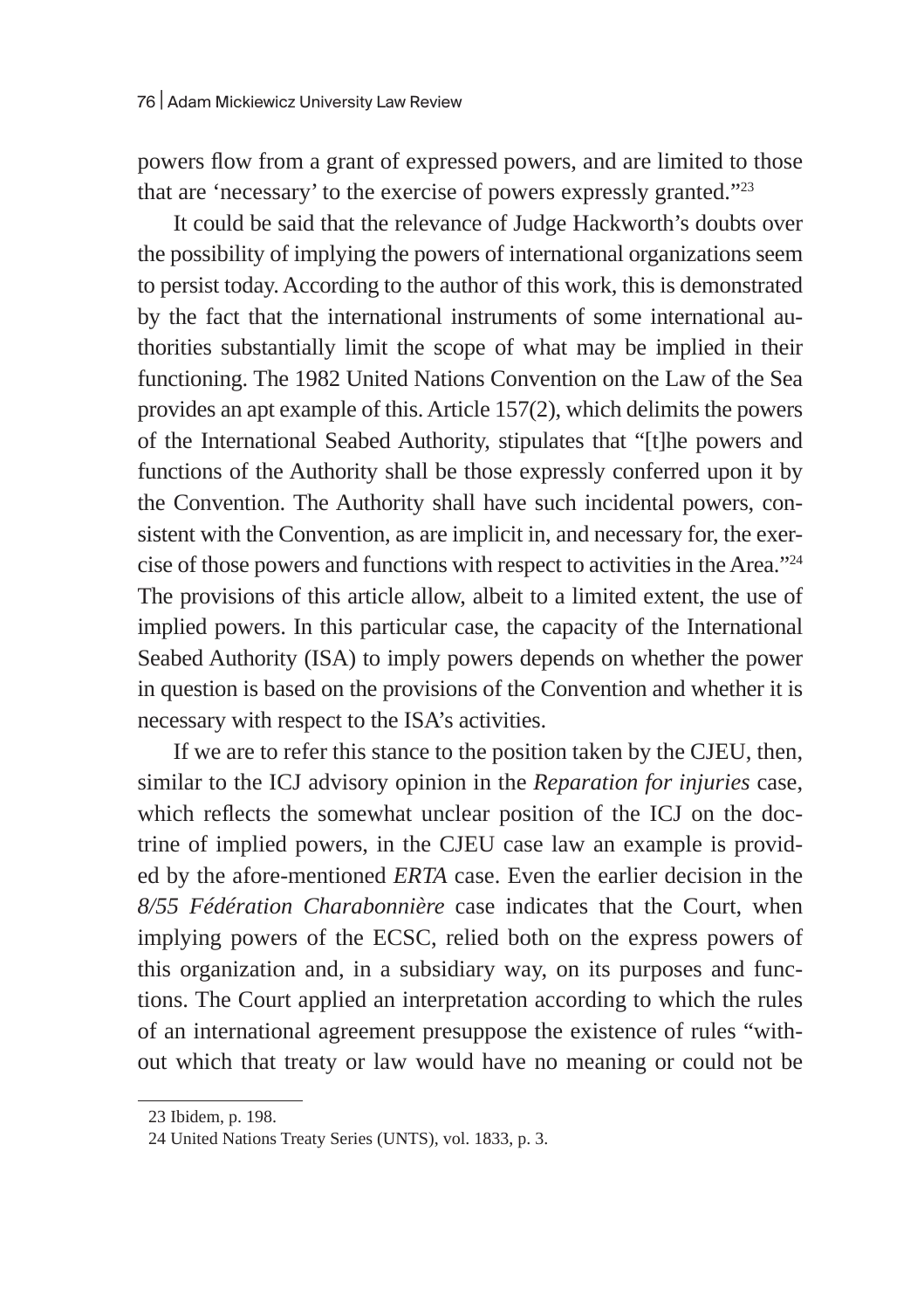powers flow from a grant of expressed powers, and are limited to those that are 'necessary' to the exercise of powers expressly granted."[23]

It could be said that the relevance of Judge Hackworth's doubts over the possibility of implying the powers of international organizations seem to persist today. According to the author of this work, this is demonstrated by the fact that the international instruments of some international authorities substantially limit the scope of what may be implied in their functioning. The 1982 United Nations Convention on the Law of the Sea provides an apt example of this. Article 157(2), which delimits the powers of the International Seabed Authority, stipulates that "[t]he powers and functions of the Authority shall be those expressly conferred upon it by the Convention. The Authority shall have such incidental powers, consistent with the Convention, as are implicit in, and necessary for, the exercise of those powers and functions with respect to activities in the Area."[24] The provisions of this article allow, albeit to a limited extent, the use of implied powers. In this particular case, the capacity of the International Seabed Authority (ISA) to imply powers depends on whether the power in question is based on the provisions of the Convention and whether it is necessary with respect to the ISA's activities.

If we are to refer this stance to the position taken by the CJEU, then, similar to the ICJ advisory opinion in the *Reparation for injuries* case, which reflects the somewhat unclear position of the ICJ on the doctrine of implied powers, in the CJEU case law an example is provided by the afore-mentioned *ERTA* case. Even the earlier decision in the *8/55 Fédération Charabonnière* case indicates that the Court, when implying powers of the ECSC, relied both on the express powers of this organization and, in a subsidiary way, on its purposes and functions. The Court applied an interpretation according to which the rules of an international agreement presuppose the existence of rules "without which that treaty or law would have no meaning or could not be

---

23 Ibidem, p. 198.

24 United Nations Treaty Series (UNTS), vol. 1833, p. 3.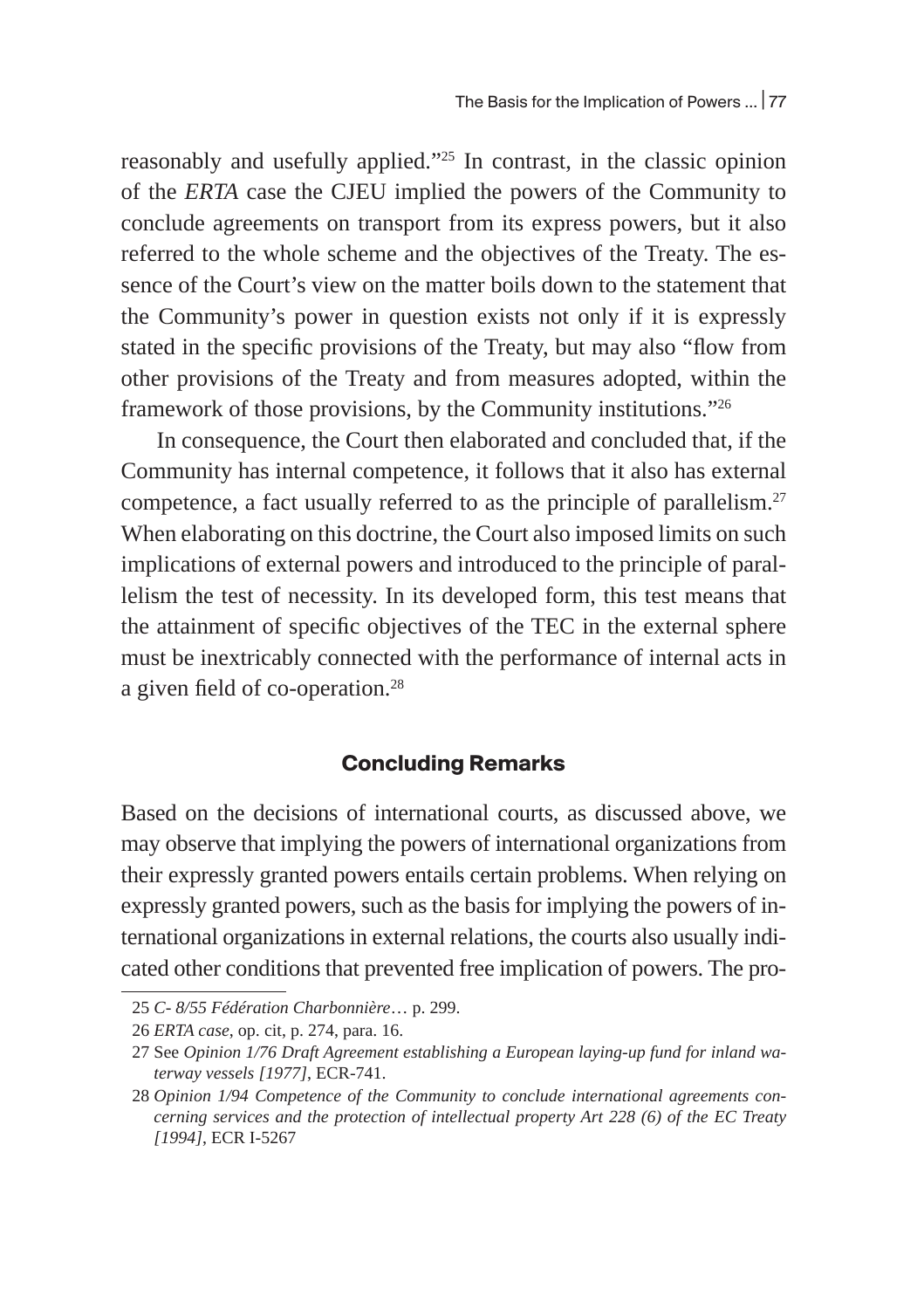reasonably and usefully applied."[25] In contrast, in the classic opinion of the *ERTA* case the CJEU implied the powers of the Community to conclude agreements on transport from its express powers, but it also referred to the whole scheme and the objectives of the Treaty. The essence of the Court's view on the matter boils down to the statement that the Community's power in question exists not only if it is expressly stated in the specific provisions of the Treaty, but may also "flow from other provisions of the Treaty and from measures adopted, within the framework of those provisions, by the Community institutions."[26]

In consequence, the Court then elaborated and concluded that, if the Community has internal competence, it follows that it also has external competence, a fact usually referred to as the principle of parallelism.[27] When elaborating on this doctrine, the Court also imposed limits on such implications of external powers and introduced to the principle of parallelism the test of necessity. In its developed form, this test means that the attainment of specific objectives of the TEC in the external sphere must be inextricably connected with the performance of internal acts in a given field of co-operation.[28]

## Concluding Remarks

Based on the decisions of international courts, as discussed above, we may observe that implying the powers of international organizations from their expressly granted powers entails certain problems. When relying on expressly granted powers, such as the basis for implying the powers of international organizations in external relations, the courts also usually indicated other conditions that prevented free implication of powers. The pro-

---

25 *C- 8/55 Fédération Charbonnière*… p. 299.

26 *ERTA case*, op. cit, p. 274, para. 16.

27 See *Opinion 1/76 Draft Agreement establishing a European laying-up fund for inland waterway vessels [1977]*, ECR-741.

28 *Opinion 1/94 Competence of the Community to conclude international agreements concerning services and the protection of intellectual property Art 228 (6) of the EC Treaty [1994]*, ECR I-5267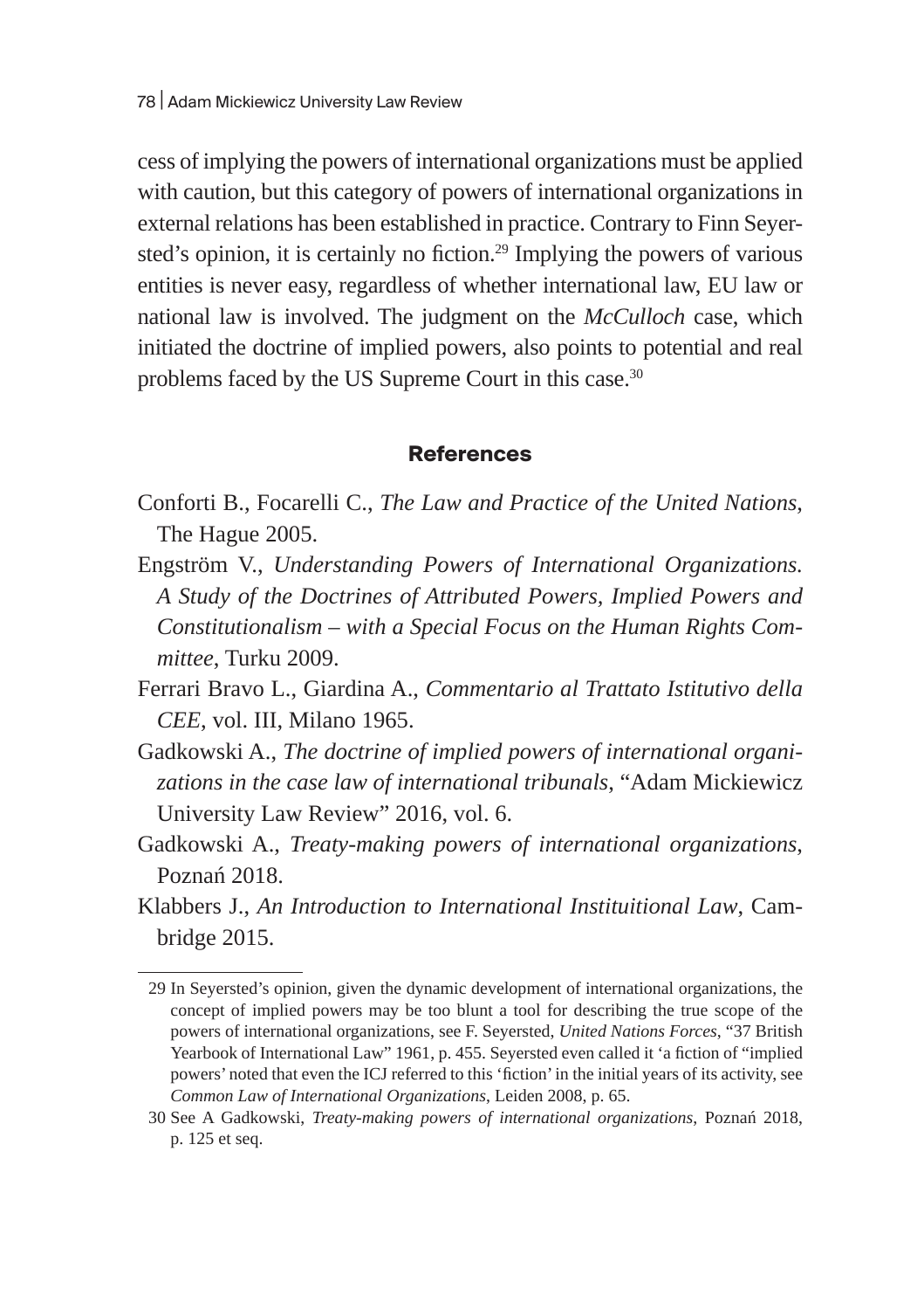cess of implying the powers of international organizations must be applied with caution, but this category of powers of international organizations in external relations has been established in practice. Contrary to Finn Seyersted's opinion, it is certainly no fiction.[29] Implying the powers of various entities is never easy, regardless of whether international law, EU law or national law is involved. The judgment on the *McCulloch* case, which initiated the doctrine of implied powers, also points to potential and real problems faced by the US Supreme Court in this case.[30]

## References

Conforti B., Focarelli C., *The Law and Practice of the United Nations*, The Hague 2005.

Engström V., *Understanding Powers of International Organizations. A Study of the Doctrines of Attributed Powers, Implied Powers and Constitutionalism – with a Special Focus on the Human Rights Committee*, Turku 2009.

Ferrari Bravo L., Giardina A., *Commentario al Trattato Istitutivo della CEE*, vol. III, Milano 1965.

Gadkowski A., *The doctrine of implied powers of international organizations in the case law of international tribunals*, "Adam Mickiewicz University Law Review" 2016, vol. 6.

Gadkowski A., *Treaty-making powers of international organizations*, Poznań 2018.

Klabbers J., *An Introduction to International Instituitional Law*, Cambridge 2015.

---

29 In Seyersted's opinion, given the dynamic development of international organizations, the concept of implied powers may be too blunt a tool for describing the true scope of the powers of international organizations, see F. Seyersted, *United Nations Forces*, "37 British Yearbook of International Law" 1961, p. 455. Seyersted even called it 'a fiction of "implied powers' noted that even the ICJ referred to this 'fiction' in the initial years of its activity, see *Common Law of International Organizations*, Leiden 2008, p. 65.

30 See A Gadkowski, *Treaty-making powers of international organizations*, Poznań 2018, p. 125 et seq.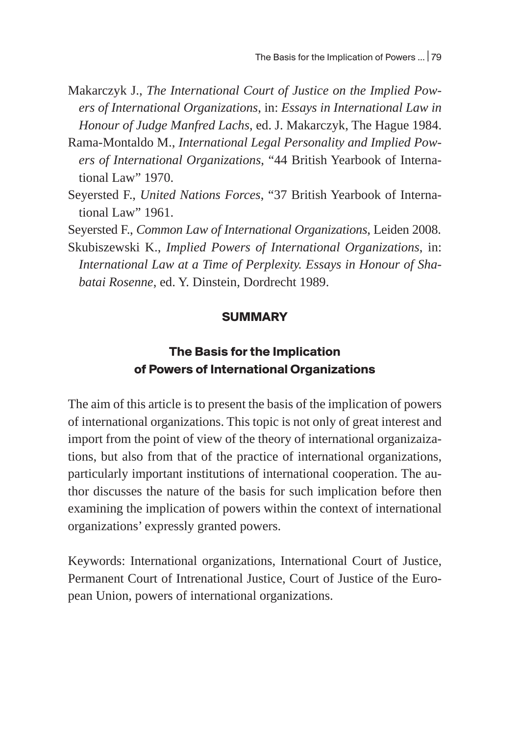Makarczyk J., *The International Court of Justice on the Implied Powers of International Organizations*, in: *Essays in International Law in Honour of Judge Manfred Lachs*, ed. J. Makarczyk, The Hague 1984.

Rama-Montaldo M., *International Legal Personality and Implied Powers of International Organizations*, "44 British Yearbook of International Law" 1970.

Seyersted F., *United Nations Forces*, "37 British Yearbook of International Law" 1961.

Seyersted F., *Common Law of International Organizations*, Leiden 2008.

Skubiszewski K., *Implied Powers of International Organizations*, in: *International Law at a Time of Perplexity. Essays in Honour of Shabatai Rosenne*, ed. Y. Dinstein, Dordrecht 1989.

## SUMMARY

### The Basis for the Implication of Powers of International Organizations

The aim of this article is to present the basis of the implication of powers of international organizations. This topic is not only of great interest and import from the point of view of the theory of international organizaizations, but also from that of the practice of international organizations, particularly important institutions of international cooperation. The author discusses the nature of the basis for such implication before then examining the implication of powers within the context of international organizations' expressly granted powers.

Keywords: International organizations, International Court of Justice, Permanent Court of Intrenational Justice, Court of Justice of the European Union, powers of international organizations.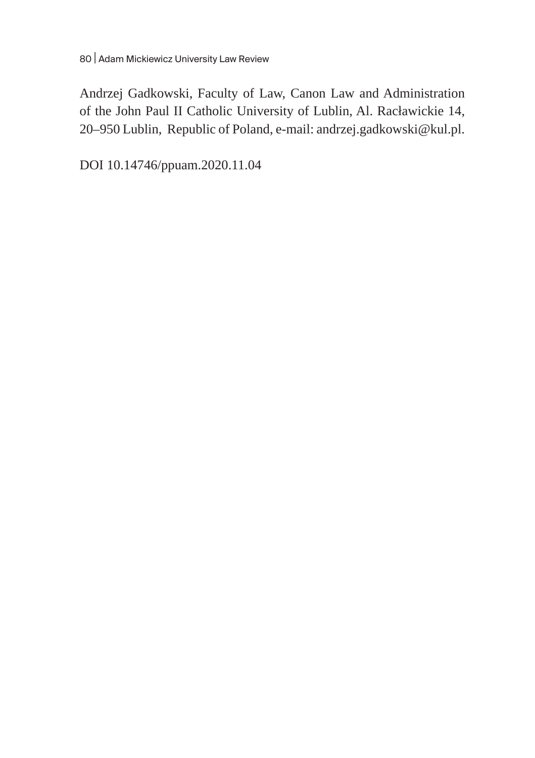Andrzej Gadkowski, Faculty of Law, Canon Law and Administration of the John Paul II Catholic University of Lublin, Al. Racławickie 14, 20–950 Lublin, Republic of Poland, e-mail: andrzej.gadkowski@kul.pl.

DOI 10.14746/ppuam.2020.11.04